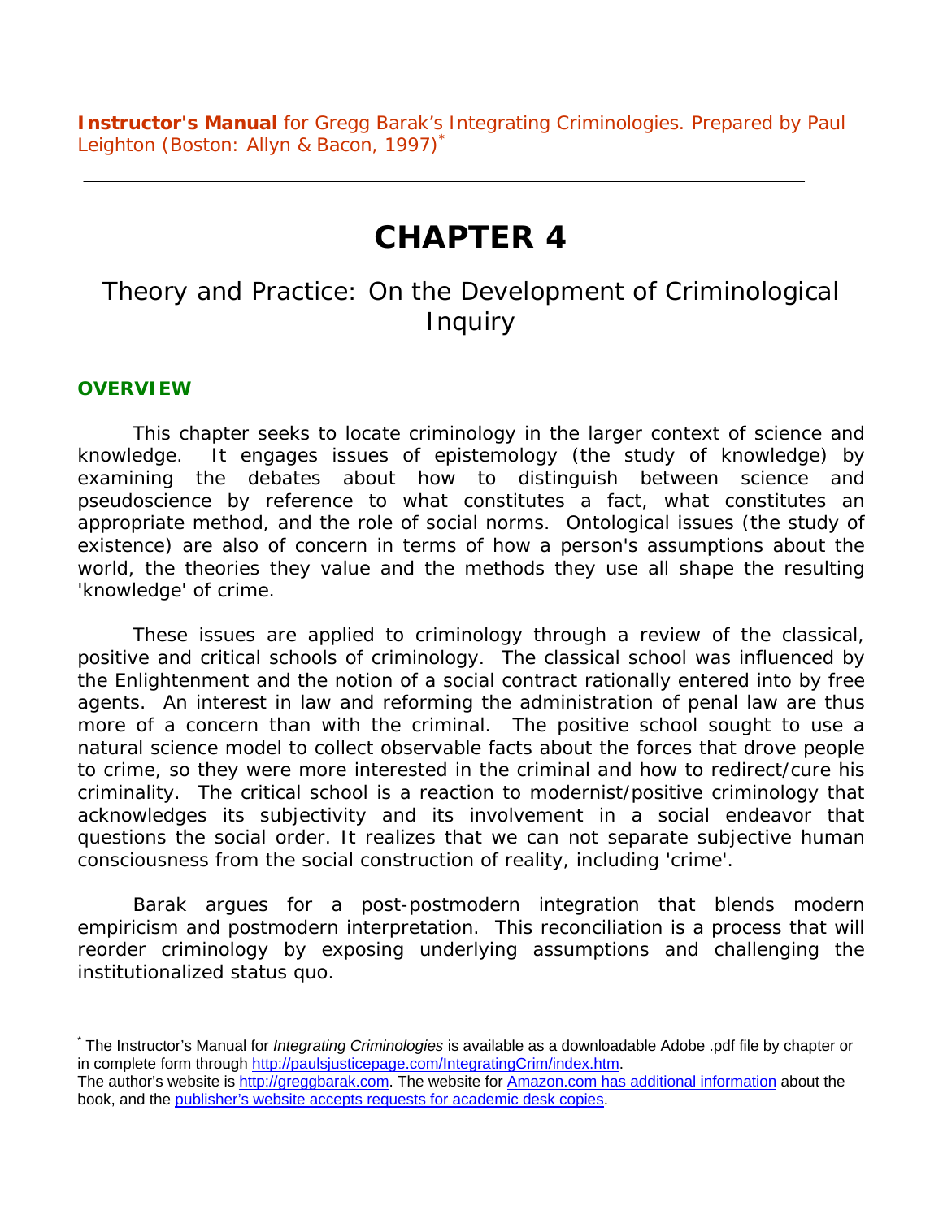**Instructor's Manual** for Gregg Barak's Integrating Criminologies. Prepared by Paul Leighton (Boston: Allyn & Bacon, 1997)[*]

---

# CHAPTER 4

## Theory and Practice: On the Development of Criminological Inquiry

### OVERVIEW

This chapter seeks to locate criminology in the larger context of science and knowledge. It engages issues of epistemology (the study of knowledge) by examining the debates about how to distinguish between science and pseudoscience by reference to what constitutes a fact, what constitutes an appropriate method, and the role of social norms. Ontological issues (the study of existence) are also of concern in terms of how a person's assumptions about the world, the theories they value and the methods they use all shape the resulting 'knowledge' of crime.

These issues are applied to criminology through a review of the classical, positive and critical schools of criminology. The classical school was influenced by the Enlightenment and the notion of a social contract rationally entered into by free agents. An interest in law and reforming the administration of penal law are thus more of a concern than with the criminal. The positive school sought to use a natural science model to collect observable facts about the forces that drove people to crime, so they were more interested in the criminal and how to redirect/cure his criminality. The critical school is a reaction to modernist/positive criminology that acknowledges its subjectivity and its involvement in a social endeavor that questions the social order. It realizes that we can not separate subjective human consciousness from the social construction of reality, including 'crime'.

Barak argues for a post-postmodern integration that blends modern empiricism and postmodern interpretation. This reconciliation is a process that will reorder criminology by exposing underlying assumptions and challenging the institutionalized status quo.

---

[*] The Instructor's Manual for *Integrating Criminologies* is available as a downloadable Adobe .pdf file by chapter or in complete form through http://paulsjusticepage.com/IntegratingCrim/index.htm.
The author's website is http://greggbarak.com. The website for Amazon.com has additional information about the book, and the publisher's website accepts requests for academic desk copies.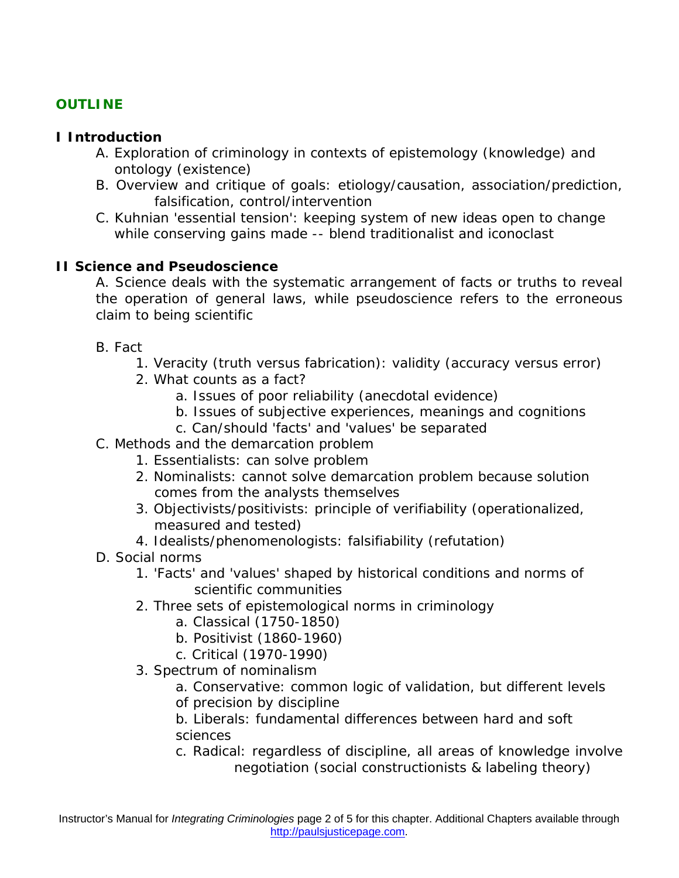## OUTLINE

### I Introduction

A. Exploration of criminology in contexts of epistemology (knowledge) and ontology (existence)

B. Overview and critique of goals: etiology/causation, association/prediction, falsification, control/intervention

C. Kuhnian 'essential tension': keeping system of new ideas open to change while conserving gains made -- blend traditionalist and iconoclast

### II Science and Pseudoscience

A. Science deals with the systematic arrangement of facts or truths to reveal the operation of general laws, while pseudoscience refers to the erroneous claim to being scientific

B. Fact
  1. Veracity (truth versus fabrication): validity (accuracy versus error)
  2. What counts as a fact?
     a. Issues of poor reliability (anecdotal evidence)
     b. Issues of subjective experiences, meanings and cognitions
     c. Can/should 'facts' and 'values' be separated

C. Methods and the demarcation problem
  1. Essentialists: can solve problem
  2. Nominalists: cannot solve demarcation problem because solution comes from the analysts themselves
  3. Objectivists/positivists: principle of verifiability (operationalized, measured and tested)
  4. Idealists/phenomenologists: falsifiability (refutation)

D. Social norms
  1. 'Facts' and 'values' shaped by historical conditions and norms of scientific communities
  2. Three sets of epistemological norms in criminology
     a. Classical (1750-1850)
     b. Positivist (1860-1960)
     c. Critical (1970-1990)
  3. Spectrum of nominalism
     a. Conservative: common logic of validation, but different levels of precision by discipline
     b. Liberals: fundamental differences between hard and soft sciences
     c. Radical: regardless of discipline, all areas of knowledge involve negotiation (social constructionists & labeling theory)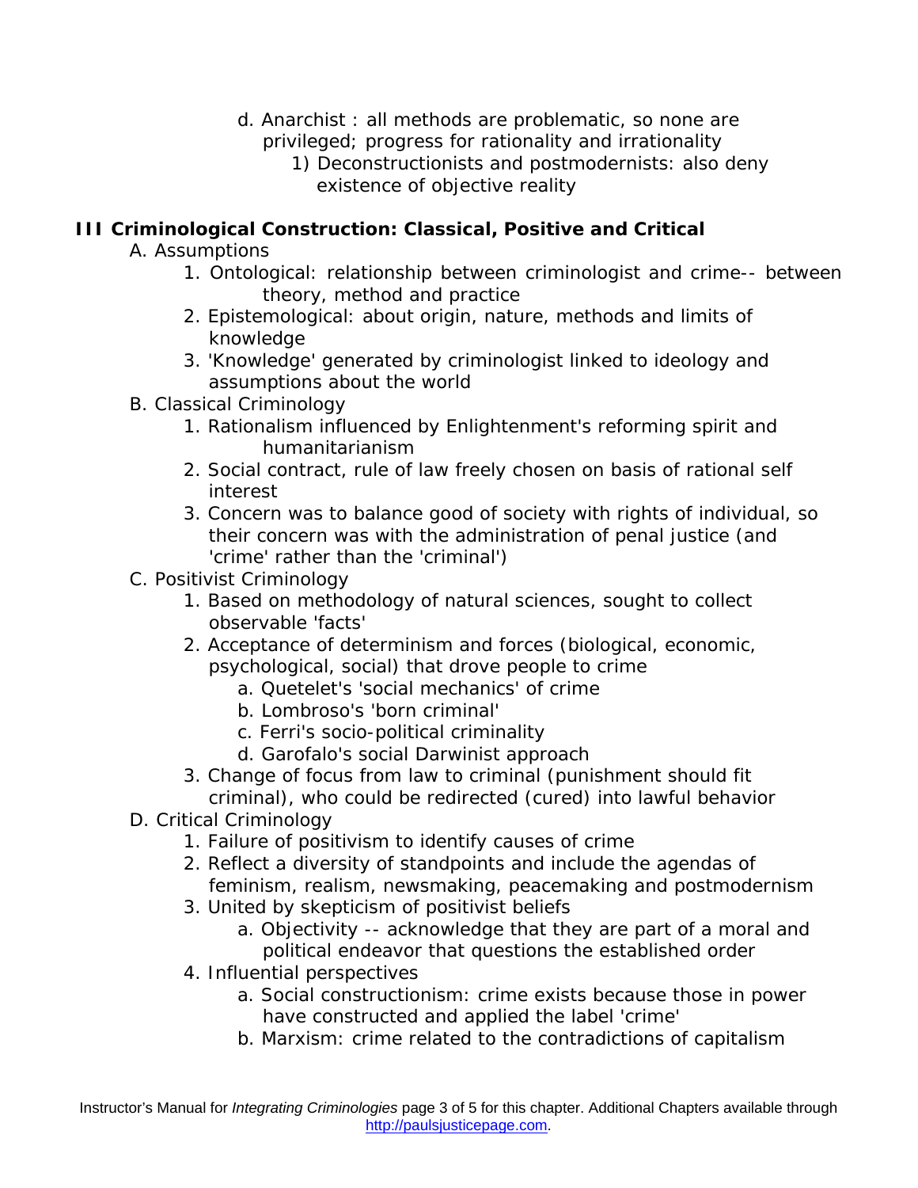- d. Anarchist : all methods are problematic, so none are privileged; progress for rationality and irrationality
     - 1) Deconstructionists and postmodernists: also deny existence of objective reality

**III Criminological Construction: Classical, Positive and Critical**

- A. Assumptions
  1. Ontological: relationship between criminologist and crime-- between theory, method and practice
  2. Epistemological: about origin, nature, methods and limits of knowledge
  3. 'Knowledge' generated by criminologist linked to ideology and assumptions about the world
- B. Classical Criminology
  1. Rationalism influenced by Enlightenment's reforming spirit and humanitarianism
  2. Social contract, rule of law freely chosen on basis of rational self interest
  3. Concern was to balance good of society with rights of individual, so their concern was with the administration of penal justice (and 'crime' rather than the 'criminal')
- C. Positivist Criminology
  1. Based on methodology of natural sciences, sought to collect observable 'facts'
  2. Acceptance of determinism and forces (biological, economic, psychological, social) that drove people to crime
     - a. Quetelet's 'social mechanics' of crime
     - b. Lombroso's 'born criminal'
     - c. Ferri's socio-political criminality
     - d. Garofalo's social Darwinist approach
  3. Change of focus from law to criminal (punishment should fit criminal), who could be redirected (cured) into lawful behavior
- D. Critical Criminology
  1. Failure of positivism to identify causes of crime
  2. Reflect a diversity of standpoints and include the agendas of feminism, realism, newsmaking, peacemaking and postmodernism
  3. United by skepticism of positivist beliefs
     - a. Objectivity -- acknowledge that they are part of a moral and political endeavor that questions the established order
  4. Influential perspectives
     - a. Social constructionism: crime exists because those in power have constructed and applied the label 'crime'
     - b. Marxism: crime related to the contradictions of capitalism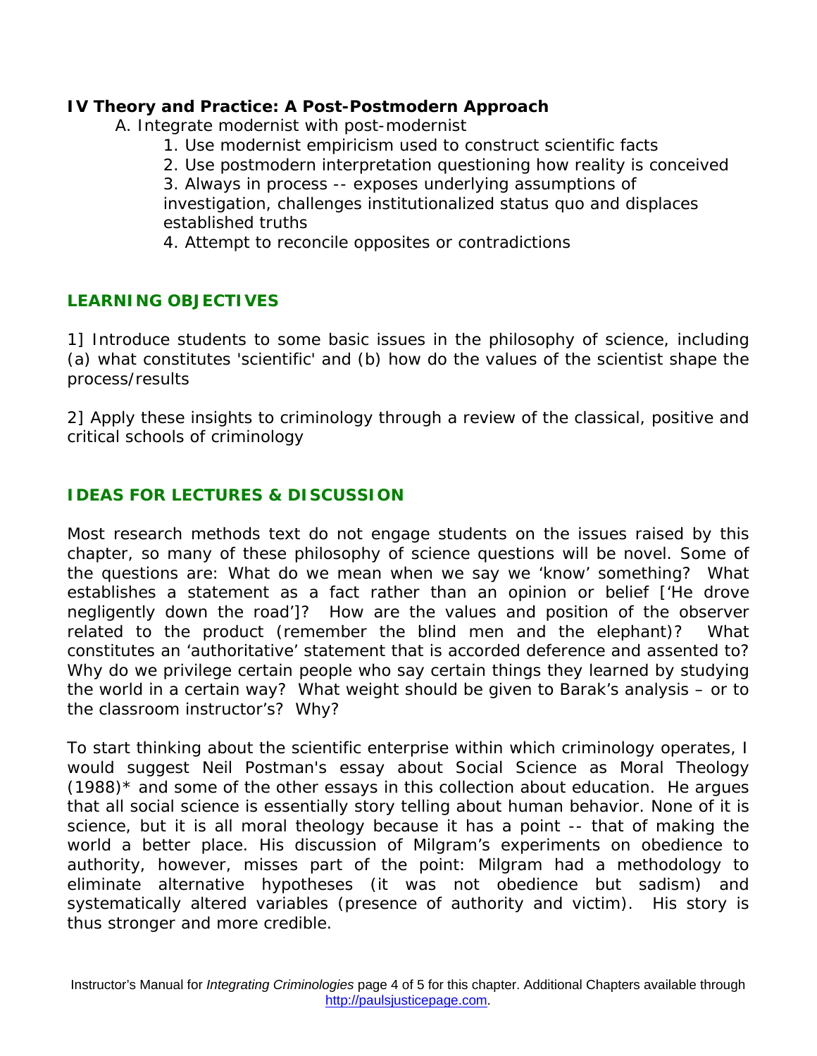## IV Theory and Practice: A Post-Postmodern Approach

A. Integrate modernist with post-modernist

1. Use modernist empiricism used to construct scientific facts
2. Use postmodern interpretation questioning how reality is conceived
3. Always in process -- exposes underlying assumptions of investigation, challenges institutionalized status quo and displaces established truths
4. Attempt to reconcile opposites or contradictions

## LEARNING OBJECTIVES

1] Introduce students to some basic issues in the philosophy of science, including (a) what constitutes 'scientific' and (b) how do the values of the scientist shape the process/results

2] Apply these insights to criminology through a review of the classical, positive and critical schools of criminology

## IDEAS FOR LECTURES & DISCUSSION

Most research methods text do not engage students on the issues raised by this chapter, so many of these philosophy of science questions will be novel. Some of the questions are: What do we mean when we say we 'know' something? What establishes a statement as a fact rather than an opinion or belief ['He drove negligently down the road']? How are the values and position of the observer related to the product (remember the blind men and the elephant)? What constitutes an 'authoritative' statement that is accorded deference and assented to? Why do we privilege certain people who say certain things they learned by studying the world in a certain way? What weight should be given to Barak's analysis – or to the classroom instructor's? Why?

To start thinking about the scientific enterprise within which criminology operates, I would suggest Neil Postman's essay about Social Science as Moral Theology (1988)* and some of the other essays in this collection about education. He argues that all social science is essentially story telling about human behavior. None of it is science, but it is all moral theology because it has a point -- that of making the world a better place. His discussion of Milgram's experiments on obedience to authority, however, misses part of the point: Milgram had a methodology to eliminate alternative hypotheses (it was not obedience but sadism) and systematically altered variables (presence of authority and victim). His story is thus stronger and more credible.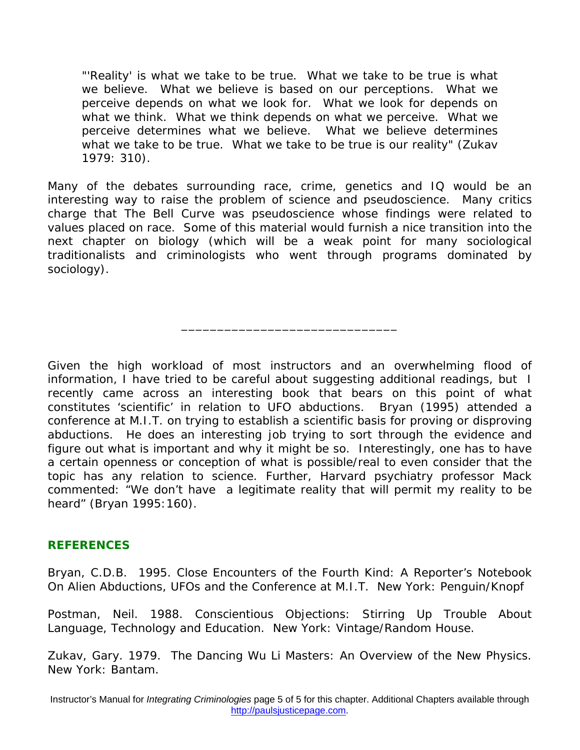> "'Reality' is what we take to be true. What we take to be true is what we believe. What we believe is based on our perceptions. What we perceive depends on what we look for. What we look for depends on what we think. What we think depends on what we perceive. What we perceive determines what we believe. What we believe determines what we take to be true. What we take to be true is our reality" (Zukav 1979: 310).

Many of the debates surrounding race, crime, genetics and IQ would be an interesting way to raise the problem of science and pseudoscience. Many critics charge that The Bell Curve was pseudoscience whose findings were related to values placed on race. Some of this material would furnish a nice transition into the next chapter on biology (which will be a weak point for many sociological traditionalists and criminologists who went through programs dominated by sociology).

______________________________

Given the high workload of most instructors and an overwhelming flood of information, I have tried to be careful about suggesting additional readings, but I recently came across an interesting book that bears on this point of what constitutes 'scientific' in relation to UFO abductions. Bryan (1995) attended a conference at M.I.T. on trying to establish a scientific basis for proving or disproving abductions. He does an interesting job trying to sort through the evidence and figure out what is important and why it might be so. Interestingly, one has to have a certain openness or conception of what is possible/real to even consider that the topic has any relation to science. Further, Harvard psychiatry professor Mack commented: "We don't have a legitimate reality that will permit my reality to be heard" (Bryan 1995:160).

## REFERENCES

Bryan, C.D.B. 1995. Close Encounters of the Fourth Kind: A Reporter's Notebook On Alien Abductions, UFOs and the Conference at M.I.T. New York: Penguin/Knopf

Postman, Neil. 1988. Conscientious Objections: Stirring Up Trouble About Language, Technology and Education. New York: Vintage/Random House.

Zukav, Gary. 1979. The Dancing Wu Li Masters: An Overview of the New Physics. New York: Bantam.